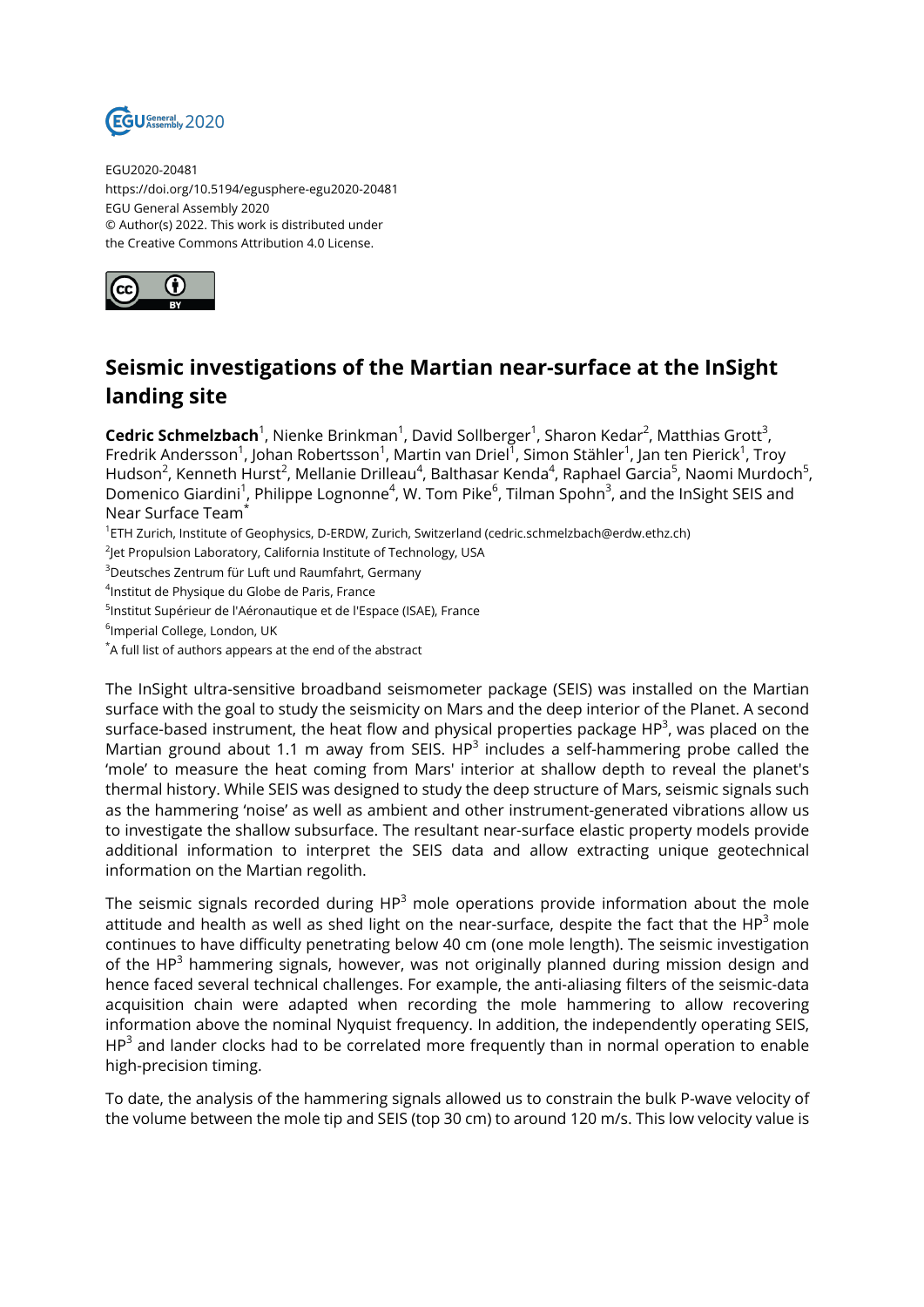EGU2020-20481
https://doi.org/10.5194/egusphere-egu2020-20481
EGU General Assembly 2020
© Author(s) 2022. This work is distributed under
the Creative Commons Attribution 4.0 License.

# Seismic investigations of the Martian near-surface at the InSight landing site

**Cedric Schmelzbach**[1], Nienke Brinkman[1], David Sollberger[1], Sharon Kedar[2], Matthias Grott[3], Fredrik Andersson[1], Johan Robertsson[1], Martin van Driel[1], Simon Stähler[1], Jan ten Pierick[1], Troy Hudson[2], Kenneth Hurst[2], Mellanie Drilleau[4], Balthasar Kenda[4], Raphael Garcia[5], Naomi Murdoch[5], Domenico Giardini[1], Philippe Lognonne[4], W. Tom Pike[6], Tilman Spohn[3], and the InSight SEIS and Near Surface Team[*]

[1]ETH Zurich, Institute of Geophysics, D-ERDW, Zurich, Switzerland (cedric.schmelzbach@erdw.ethz.ch)
[2]Jet Propulsion Laboratory, California Institute of Technology, USA
[3]Deutsches Zentrum für Luft und Raumfahrt, Germany
[4]Institut de Physique du Globe de Paris, France
[5]Institut Supérieur de l'Aéronautique et de l'Espace (ISAE), France
[6]Imperial College, London, UK
[*]A full list of authors appears at the end of the abstract

The InSight ultra-sensitive broadband seismometer package (SEIS) was installed on the Martian surface with the goal to study the seismicity on Mars and the deep interior of the Planet. A second surface-based instrument, the heat flow and physical properties package $HP^3$, was placed on the Martian ground about 1.1 m away from SEIS. $HP^3$ includes a self-hammering probe called the 'mole' to measure the heat coming from Mars' interior at shallow depth to reveal the planet's thermal history. While SEIS was designed to study the deep structure of Mars, seismic signals such as the hammering 'noise' as well as ambient and other instrument-generated vibrations allow us to investigate the shallow subsurface. The resultant near-surface elastic property models provide additional information to interpret the SEIS data and allow extracting unique geotechnical information on the Martian regolith.

The seismic signals recorded during $HP^3$ mole operations provide information about the mole attitude and health as well as shed light on the near-surface, despite the fact that the $HP^3$ mole continues to have difficulty penetrating below 40 cm (one mole length). The seismic investigation of the $HP^3$ hammering signals, however, was not originally planned during mission design and hence faced several technical challenges. For example, the anti-aliasing filters of the seismic-data acquisition chain were adapted when recording the mole hammering to allow recovering information above the nominal Nyquist frequency. In addition, the independently operating SEIS, $HP^3$ and lander clocks had to be correlated more frequently than in normal operation to enable high-precision timing.

To date, the analysis of the hammering signals allowed us to constrain the bulk P-wave velocity of the volume between the mole tip and SEIS (top 30 cm) to around 120 m/s. This low velocity value is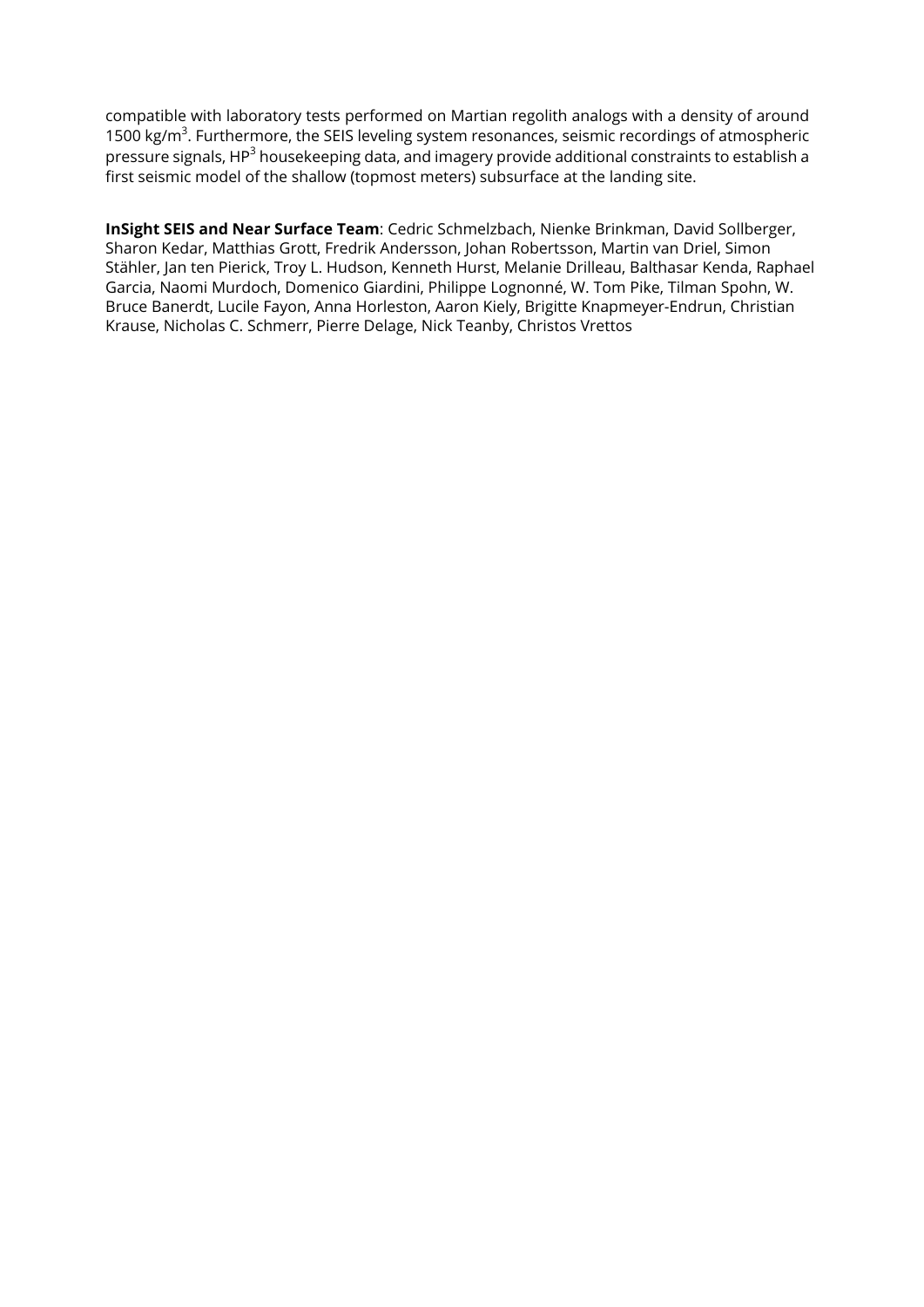compatible with laboratory tests performed on Martian regolith analogs with a density of around 1500 $kg/m^3$. Furthermore, the SEIS leveling system resonances, seismic recordings of atmospheric pressure signals, $HP^3$ housekeeping data, and imagery provide additional constraints to establish a first seismic model of the shallow (topmost meters) subsurface at the landing site.

**InSight SEIS and Near Surface Team**: Cedric Schmelzbach, Nienke Brinkman, David Sollberger, Sharon Kedar, Matthias Grott, Fredrik Andersson, Johan Robertsson, Martin van Driel, Simon Stähler, Jan ten Pierick, Troy L. Hudson, Kenneth Hurst, Melanie Drilleau, Balthasar Kenda, Raphael Garcia, Naomi Murdoch, Domenico Giardini, Philippe Lognonné, W. Tom Pike, Tilman Spohn, W. Bruce Banerdt, Lucile Fayon, Anna Horleston, Aaron Kiely, Brigitte Knapmeyer-Endrun, Christian Krause, Nicholas C. Schmerr, Pierre Delage, Nick Teanby, Christos Vrettos